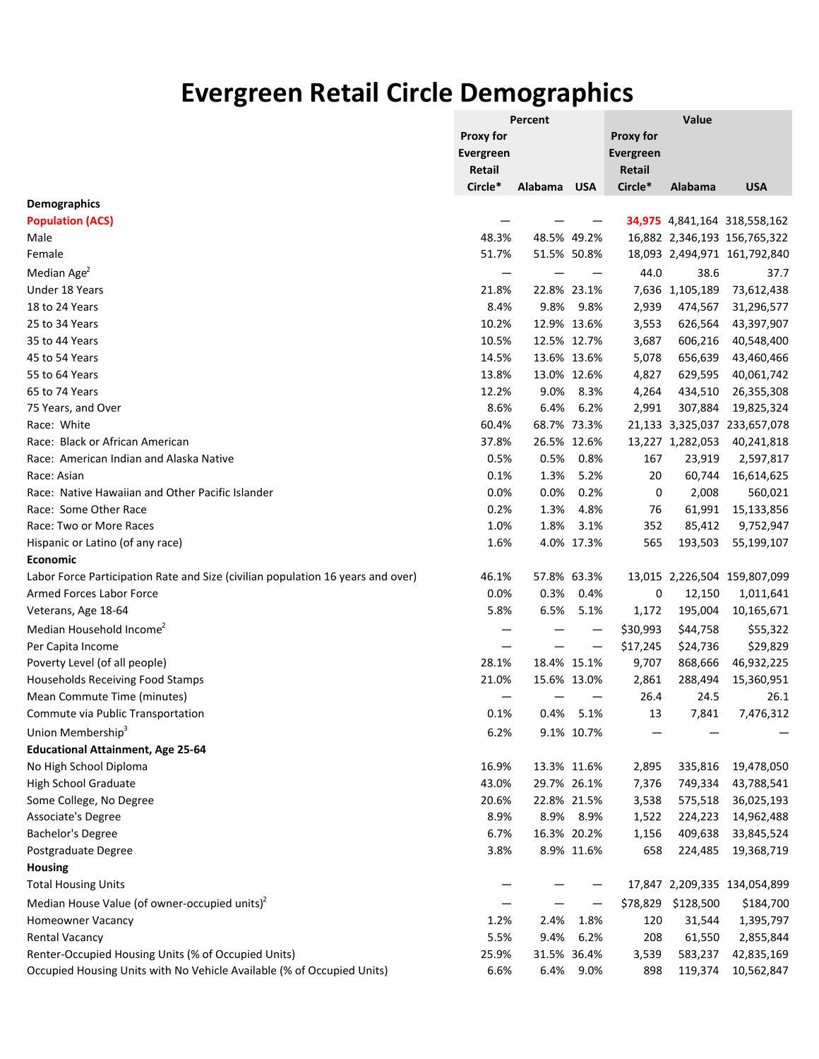# Evergreen Retail Circle Demographics

| | Percent | | | Value | | |
|---|---|---|---|---|---|---|
| | Proxy for Evergreen Retail Circle* | Alabama | USA | Proxy for Evergreen Retail Circle* | Alabama | USA |
| **Demographics** | | | | | | |
| **Population (ACS)** | — | — | — | **34,975** | 4,841,164 | 318,558,162 |
| Male | 48.3% | 48.5% | 49.2% | 16,882 | 2,346,193 | 156,765,322 |
| Female | 51.7% | 51.5% | 50.8% | 18,093 | 2,494,971 | 161,792,840 |
| Median Age[2] | — | — | — | 44.0 | 38.6 | 37.7 |
| Under 18 Years | 21.8% | 22.8% | 23.1% | 7,636 | 1,105,189 | 73,612,438 |
| 18 to 24 Years | 8.4% | 9.8% | 9.8% | 2,939 | 474,567 | 31,296,577 |
| 25 to 34 Years | 10.2% | 12.9% | 13.6% | 3,553 | 626,564 | 43,397,907 |
| 35 to 44 Years | 10.5% | 12.5% | 12.7% | 3,687 | 606,216 | 40,548,400 |
| 45 to 54 Years | 14.5% | 13.6% | 13.6% | 5,078 | 656,639 | 43,460,466 |
| 55 to 64 Years | 13.8% | 13.0% | 12.6% | 4,827 | 629,595 | 40,061,742 |
| 65 to 74 Years | 12.2% | 9.0% | 8.3% | 4,264 | 434,510 | 26,355,308 |
| 75 Years, and Over | 8.6% | 6.4% | 6.2% | 2,991 | 307,884 | 19,825,324 |
| Race: White | 60.4% | 68.7% | 73.3% | 21,133 | 3,325,037 | 233,657,078 |
| Race: Black or African American | 37.8% | 26.5% | 12.6% | 13,227 | 1,282,053 | 40,241,818 |
| Race: American Indian and Alaska Native | 0.5% | 0.5% | 0.8% | 167 | 23,919 | 2,597,817 |
| Race: Asian | 0.1% | 1.3% | 5.2% | 20 | 60,744 | 16,614,625 |
| Race: Native Hawaiian and Other Pacific Islander | 0.0% | 0.0% | 0.2% | 0 | 2,008 | 560,021 |
| Race: Some Other Race | 0.2% | 1.3% | 4.8% | 76 | 61,991 | 15,133,856 |
| Race: Two or More Races | 1.0% | 1.8% | 3.1% | 352 | 85,412 | 9,752,947 |
| Hispanic or Latino (of any race) | 1.6% | 4.0% | 17.3% | 565 | 193,503 | 55,199,107 |
| **Economic** | | | | | | |
| Labor Force Participation Rate and Size (civilian population 16 years and over) | 46.1% | 57.8% | 63.3% | 13,015 | 2,226,504 | 159,807,099 |
| Armed Forces Labor Force | 0.0% | 0.3% | 0.4% | 0 | 12,150 | 1,011,641 |
| Veterans, Age 18-64 | 5.8% | 6.5% | 5.1% | 1,172 | 195,004 | 10,165,671 |
| Median Household Income[2] | — | — | — | $30,993 | $44,758 | $55,322 |
| Per Capita Income | — | — | — | $17,245 | $24,736 | $29,829 |
| Poverty Level (of all people) | 28.1% | 18.4% | 15.1% | 9,707 | 868,666 | 46,932,225 |
| Households Receiving Food Stamps | 21.0% | 15.6% | 13.0% | 2,861 | 288,494 | 15,360,951 |
| Mean Commute Time (minutes) | — | — | — | 26.4 | 24.5 | 26.1 |
| Commute via Public Transportation | 0.1% | 0.4% | 5.1% | 13 | 7,841 | 7,476,312 |
| Union Membership[3] | 6.2% | 9.1% | 10.7% | — | — | — |
| **Educational Attainment, Age 25-64** | | | | | | |
| No High School Diploma | 16.9% | 13.3% | 11.6% | 2,895 | 335,816 | 19,478,050 |
| High School Graduate | 43.0% | 29.7% | 26.1% | 7,376 | 749,334 | 43,788,541 |
| Some College, No Degree | 20.6% | 22.8% | 21.5% | 3,538 | 575,518 | 36,025,193 |
| Associate's Degree | 8.9% | 8.9% | 8.9% | 1,522 | 224,223 | 14,962,488 |
| Bachelor's Degree | 6.7% | 16.3% | 20.2% | 1,156 | 409,638 | 33,845,524 |
| Postgraduate Degree | 3.8% | 8.9% | 11.6% | 658 | 224,485 | 19,368,719 |
| **Housing** | | | | | | |
| Total Housing Units | — | — | — | 17,847 | 2,209,335 | 134,054,899 |
| Median House Value (of owner-occupied units)[2] | — | — | — | $78,829 | $128,500 | $184,700 |
| Homeowner Vacancy | 1.2% | 2.4% | 1.8% | 120 | 31,544 | 1,395,797 |
| Rental Vacancy | 5.5% | 9.4% | 6.2% | 208 | 61,550 | 2,855,844 |
| Renter-Occupied Housing Units (% of Occupied Units) | 25.9% | 31.5% | 36.4% | 3,539 | 583,237 | 42,835,169 |
| Occupied Housing Units with No Vehicle Available (% of Occupied Units) | 6.6% | 6.4% | 9.0% | 898 | 119,374 | 10,562,847 |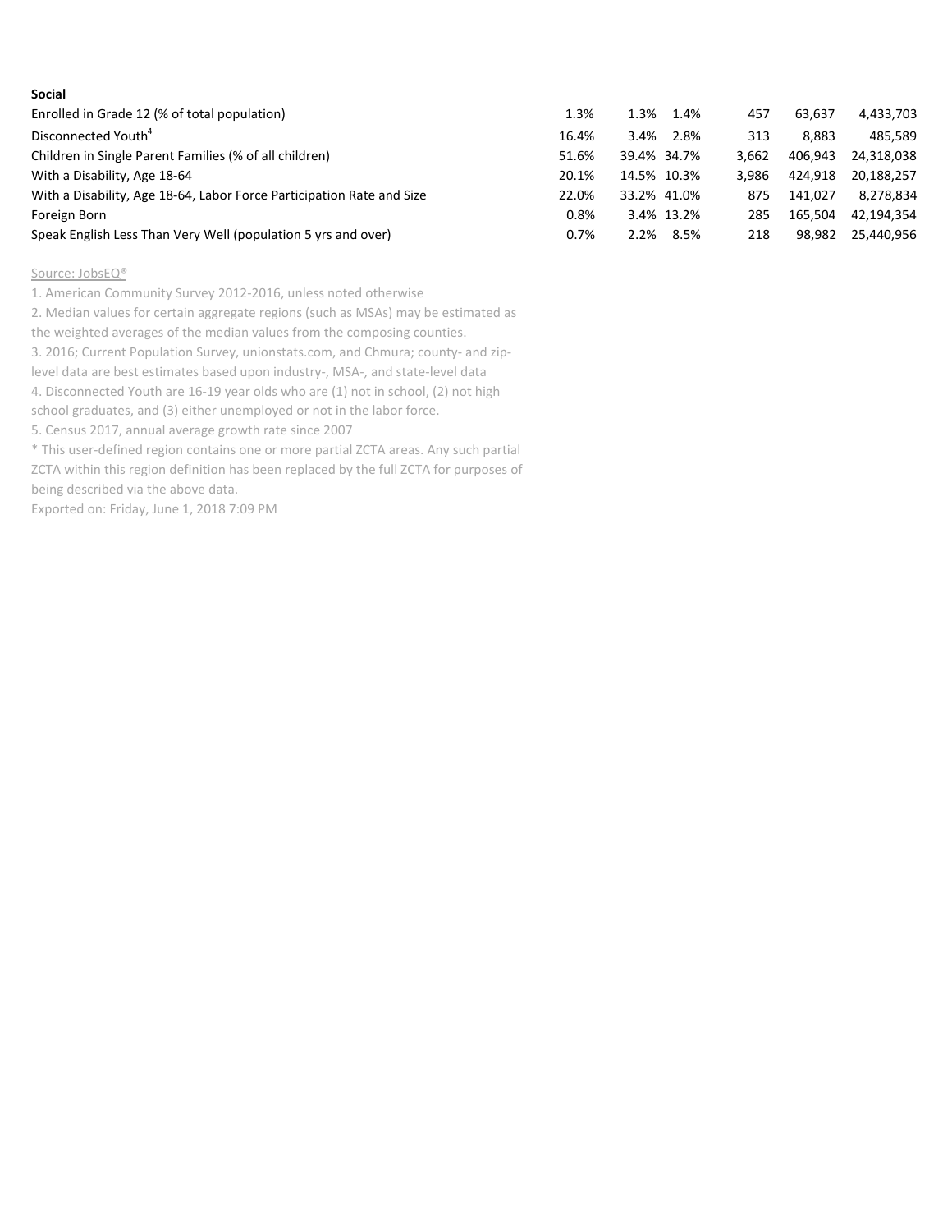**Social**

| | | | | | | |
|---|---|---|---|---|---|---|
| Enrolled in Grade 12 (% of total population) | 1.3% | 1.3% | 1.4% | 457 | 63,637 | 4,433,703 |
| Disconnected Youth[4] | 16.4% | 3.4% | 2.8% | 313 | 8,883 | 485,589 |
| Children in Single Parent Families (% of all children) | 51.6% | 39.4% | 34.7% | 3,662 | 406,943 | 24,318,038 |
| With a Disability, Age 18-64 | 20.1% | 14.5% | 10.3% | 3,986 | 424,918 | 20,188,257 |
| With a Disability, Age 18-64, Labor Force Participation Rate and Size | 22.0% | 33.2% | 41.0% | 875 | 141,027 | 8,278,834 |
| Foreign Born | 0.8% | 3.4% | 13.2% | 285 | 165,504 | 42,194,354 |
| Speak English Less Than Very Well (population 5 yrs and over) | 0.7% | 2.2% | 8.5% | 218 | 98,982 | 25,440,956 |

Source: JobsEQ®

1. American Community Survey 2012-2016, unless noted otherwise
2. Median values for certain aggregate regions (such as MSAs) may be estimated as the weighted averages of the median values from the composing counties.
3. 2016; Current Population Survey, unionstats.com, and Chmura; county- and zip-level data are best estimates based upon industry-, MSA-, and state-level data
4. Disconnected Youth are 16-19 year olds who are (1) not in school, (2) not high school graduates, and (3) either unemployed or not in the labor force.
5. Census 2017, annual average growth rate since 2007

* This user-defined region contains one or more partial ZCTA areas. Any such partial ZCTA within this region definition has been replaced by the full ZCTA for purposes of being described via the above data.

Exported on: Friday, June 1, 2018 7:09 PM